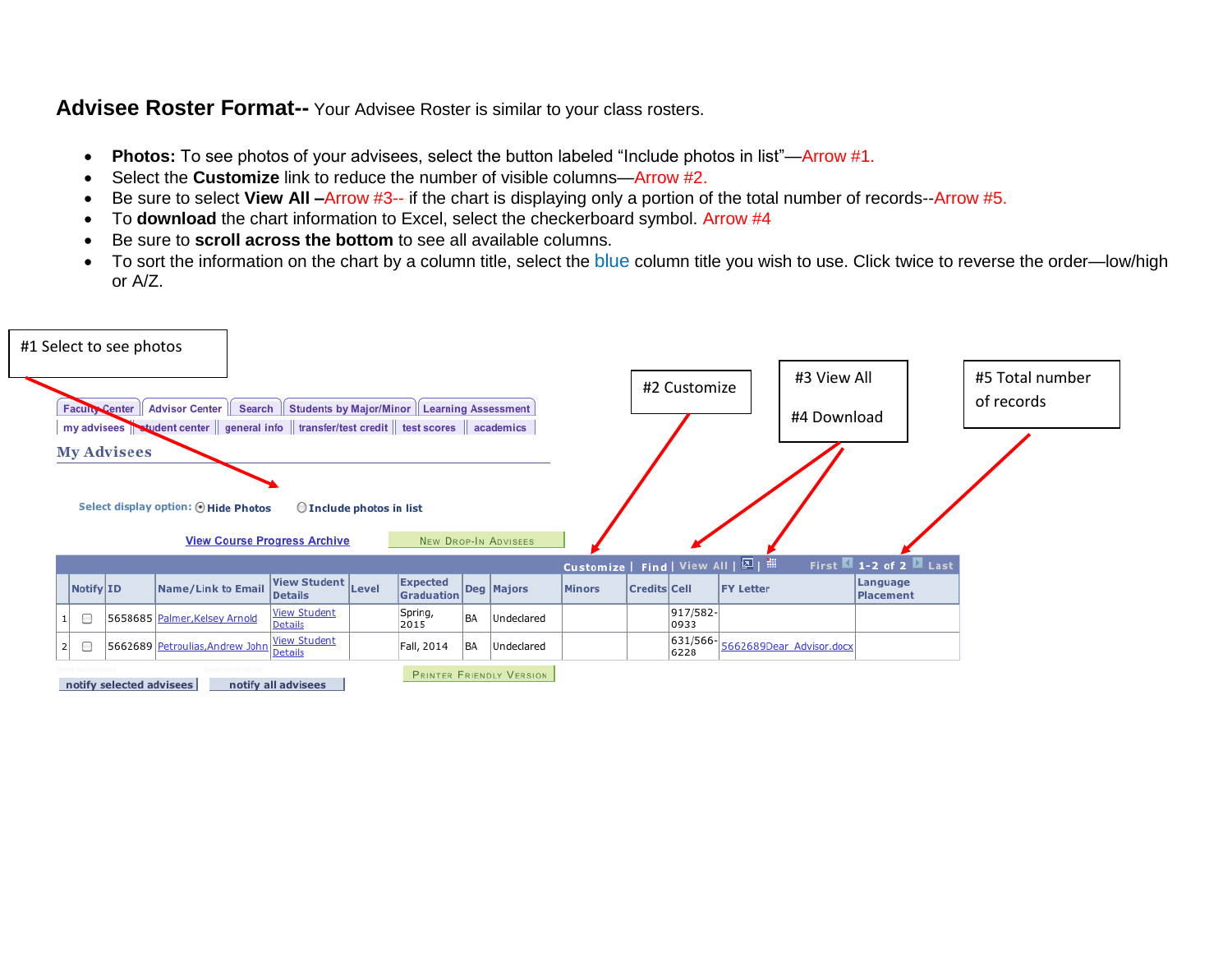**Advisee Roster Format--** Your Advisee Roster is similar to your class rosters.

- **Photos:** To see photos of your advisees, select the button labeled "Include photos in list"—Arrow #1.
- Select the **Customize** link to reduce the number of visible columns—Arrow #2.
- Be sure to select **View All** –Arrow #3-- if the chart is displaying only a portion of the total number of records--Arrow #5.
- To **download** the chart information to Excel, select the checkerboard symbol. Arrow #4
- Be sure to **scroll across the bottom** to see all available columns.
- To sort the information on the chart by a column title, select the blue column title you wish to use. Click twice to reverse the order—low/high or A/Z.

#1 Select to see photos

#2 Customize

#3 View All

#4 Download

#5 Total number of records

Faculty Center | Advisor Center | Search | Students by Major/Minor | Learning Assessment

my advisees | student center | general info | transfer/test credit | test scores | academics

**My Advisees**

Select display option: Hide Photos  Include photos in list

View Course Progress Archive    New Drop-In Advisees

Customize | Find | View All | | First 1-2 of 2 Last

| | Notify | ID | Name/Link to Email | View Student Details | Level | Expected Graduation | Deg | Majors | Minors | Credits | Cell | FY Letter | Language Placement |
|---|---|---|---|---|---|---|---|---|---|---|---|---|---|
| 1 | ☐ | 5658685 | Palmer,Kelsey Arnold | View Student Details | | Spring, 2015 | BA | Undeclared | | | 917/582-0933 | | |
| 2 | ☐ | 5662689 | Petroulias,Andrew John | View Student Details | | Fall, 2014 | BA | Undeclared | | | 631/566-6228 | 5662689Dear_Advisor.docx | |

notify selected advisees    notify all advisees    Printer Friendly Version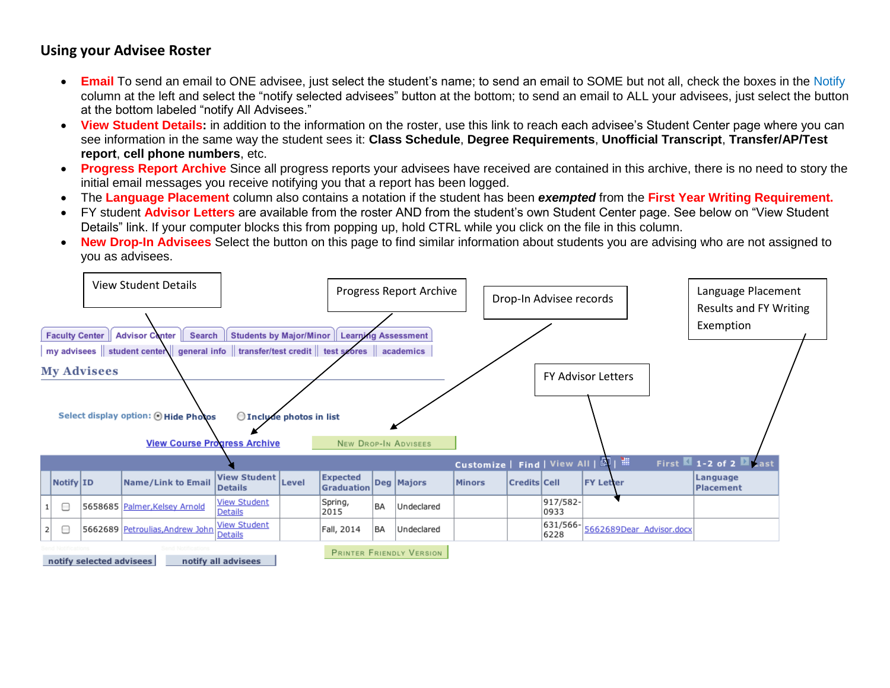## Using your Advisee Roster

- **Email** To send an email to ONE advisee, just select the student's name; to send an email to SOME but not all, check the boxes in the Notify column at the left and select the "notify selected advisees" button at the bottom; to send an email to ALL your advisees, just select the button at the bottom labeled "notify All Advisees."
- **View Student Details:** in addition to the information on the roster, use this link to reach each advisee's Student Center page where you can see information in the same way the student sees it: **Class Schedule**, **Degree Requirements**, **Unofficial Transcript**, **Transfer/AP/Test report**, **cell phone numbers**, etc.
- **Progress Report Archive** Since all progress reports your advisees have received are contained in this archive, there is no need to story the initial email messages you receive notifying you that a report has been logged.
- The **Language Placement** column also contains a notation if the student has been ***exempted*** from the **First Year Writing Requirement.**
- FY student **Advisor Letters** are available from the roster AND from the student's own Student Center page. See below on "View Student Details" link. If your computer blocks this from popping up, hold CTRL while you click on the file in this column.
- **New Drop-In Advisees** Select the button on this page to find similar information about students you are advising who are not assigned to you as advisees.

View Student Details

Progress Report Archive

Drop-In Advisee records

Language Placement Results and FY Writing Exemption

FY Advisor Letters

Faculty Center | Advisor Center | Search | Students by Major/Minor | Learning Assessment

my advisees | student center | general info | transfer/test credit | test scores | academics

**My Advisees**

Select display option: Hide Photos   Include photos in list

View Course Progress Archive   NEW DROP-IN ADVISEES

Customize | Find | View All | First 1-2 of 2 Last

| | Notify | ID | Name/Link to Email | View Student Details | Level | Expected Graduation | Deg | Majors | Minors | Credits | Cell | FY Letter | Language Placement |
|---|---|---|---|---|---|---|---|---|---|---|---|---|---|
| 1 | ☐ | 5658685 | Palmer,Kelsey Arnold | View Student Details | | Spring, 2015 | BA | Undeclared | | | 917/582-0933 | | |
| 2 | ☐ | 5662689 | Petroulias,Andrew John | View Student Details | | Fall, 2014 | BA | Undeclared | | | 631/566-6228 | 5662689Dear_Advisor.docx | |

notify selected advisees   notify all advisees   PRINTER FRIENDLY VERSION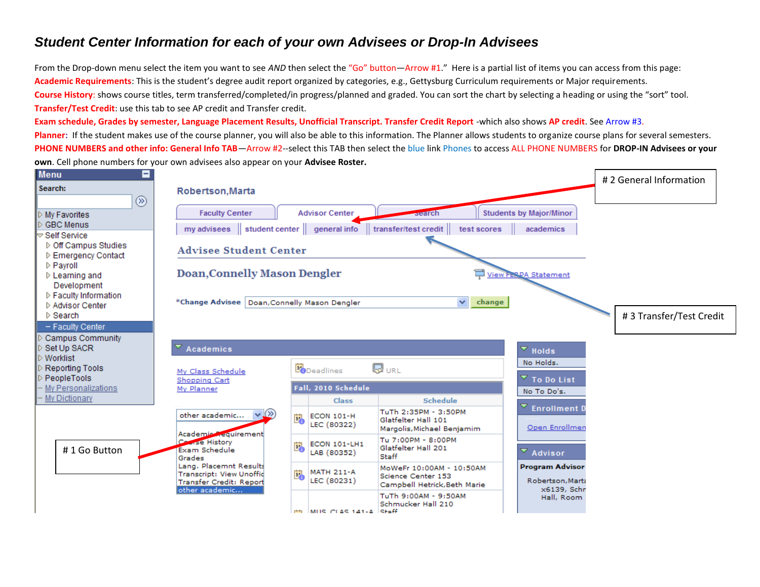## *Student Center Information for each of your own Advisees or Drop-In Advisees*

From the Drop-down menu select the item you want to see *AND* then select the "Go" button—Arrow #1." Here is a partial list of items you can access from this page:

**Academic Requirements**: This is the student's degree audit report organized by categories, e.g., Gettysburg Curriculum requirements or Major requirements.

**Course History**: shows course titles, term transferred/completed/in progress/planned and graded. You can sort the chart by selecting a heading or using the "sort" tool.

**Transfer/Test Credit**: use this tab to see AP credit and Transfer credit.

**Exam schedule, Grades by semester, Language Placement Results, Unofficial Transcript. Transfer Credit Report** -which also shows **AP credit**. See Arrow #3.

**Planner:** If the student makes use of the course planner, you will also be able to this information. The Planner allows students to organize course plans for several semesters.

**PHONE NUMBERS and other info: General Info TAB**—Arrow #2--select this TAB then select the blue link Phones to access ALL PHONE NUMBERS for **DROP-IN Advisees or your own**. Cell phone numbers for your own advisees also appear on your **Advisee Roster.**

# 2 General Information

# 3 Transfer/Test Credit

# 1 Go Button